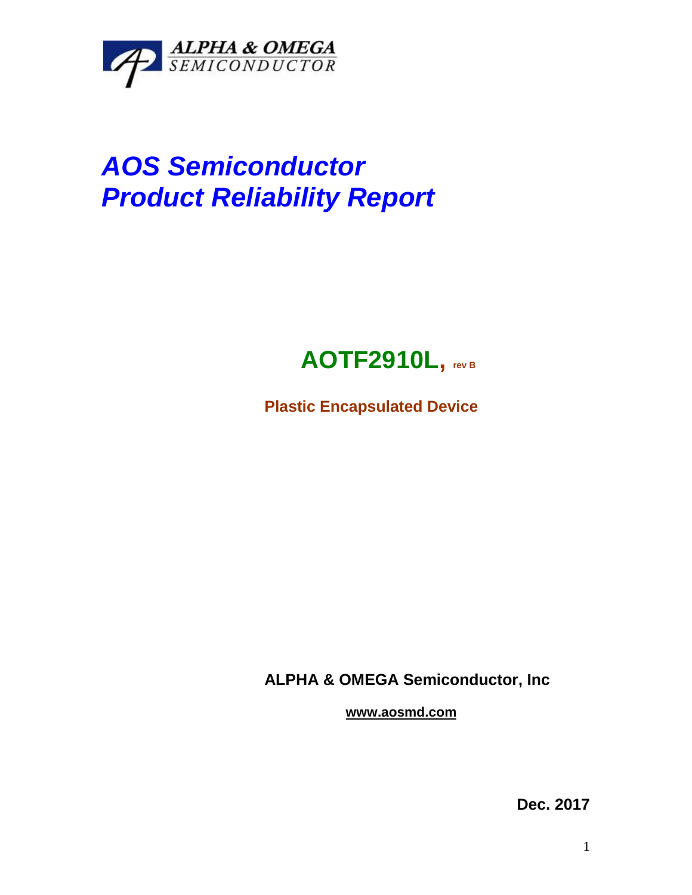ALPHA & OMEGA
SEMICONDUCTOR

# *AOS Semiconductor*
# *Product Reliability Report*

## AOTF2910L, rev B

**Plastic Encapsulated Device**

**ALPHA & OMEGA Semiconductor, Inc**

**www.aosmd.com**

**Dec. 2017**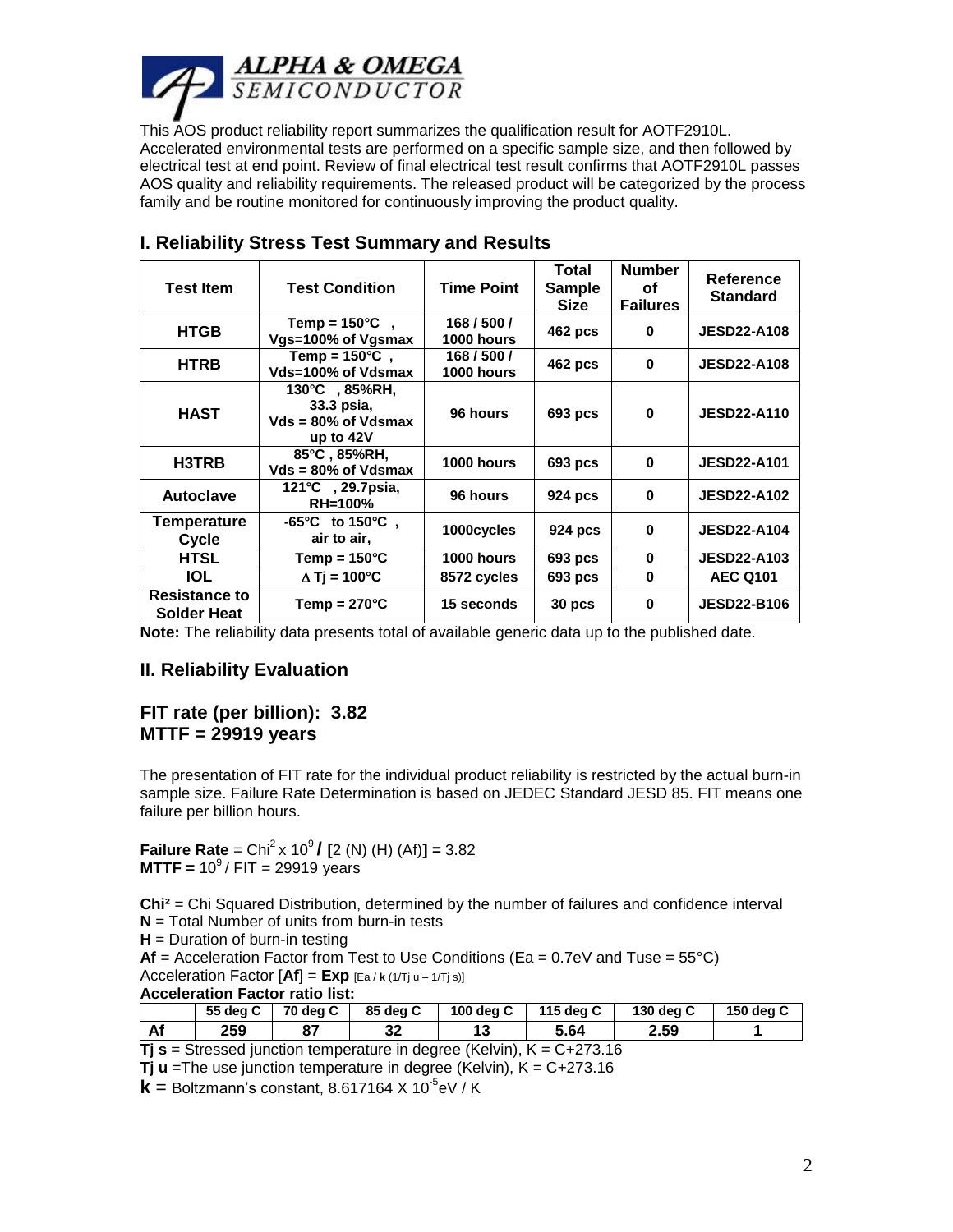This AOS product reliability report summarizes the qualification result for AOTF2910L. Accelerated environmental tests are performed on a specific sample size, and then followed by electrical test at end point. Review of final electrical test result confirms that AOTF2910L passes AOS quality and reliability requirements. The released product will be categorized by the process family and be routine monitored for continuously improving the product quality.

## I. Reliability Stress Test Summary and Results

| Test Item | Test Condition | Time Point | Total Sample Size | Number of Failures | Reference Standard |
|---|---|---|---|---|---|
| HTGB | Temp = 150°C , Vgs=100% of Vgsmax | 168 / 500 / 1000 hours | 462 pcs | 0 | JESD22-A108 |
| HTRB | Temp = 150°C , Vds=100% of Vdsmax | 168 / 500 / 1000 hours | 462 pcs | 0 | JESD22-A108 |
| HAST | 130°C , 85%RH, 33.3 psia, Vds = 80% of Vdsmax up to 42V | 96 hours | 693 pcs | 0 | JESD22-A110 |
| H3TRB | 85°C , 85%RH, Vds = 80% of Vdsmax | 1000 hours | 693 pcs | 0 | JESD22-A101 |
| Autoclave | 121°C , 29.7psia, RH=100% | 96 hours | 924 pcs | 0 | JESD22-A102 |
| Temperature Cycle | -65°C to 150°C , air to air, | 1000cycles | 924 pcs | 0 | JESD22-A104 |
| HTSL | Temp = 150°C | 1000 hours | 693 pcs | 0 | JESD22-A103 |
| IOL | $\Delta$ Tj = 100°C | 8572 cycles | 693 pcs | 0 | AEC Q101 |
| Resistance to Solder Heat | Temp = 270°C | 15 seconds | 30 pcs | 0 | JESD22-B106 |

**Note:** The reliability data presents total of available generic data up to the published date.

## II. Reliability Evaluation

### FIT rate (per billion): 3.82
### MTTF = 29919 years

The presentation of FIT rate for the individual product reliability is restricted by the actual burn-in sample size. Failure Rate Determination is based on JEDEC Standard JESD 85. FIT means one failure per billion hours.

**Failure Rate** = $Chi^2 \times 10^9$ **/ [**2 (N) (H) (Af)**] =** 3.82
**MTTF =** $10^9$ / FIT = 29919 years

**Chi²** = Chi Squared Distribution, determined by the number of failures and confidence interval
**N** = Total Number of units from burn-in tests
**H** = Duration of burn-in testing
**Af** = Acceleration Factor from Test to Use Conditions (Ea = 0.7eV and Tuse = 55°C)
Acceleration Factor [**Af**] = **Exp** [Ea / **k** (1/Tj u – 1/Tj s)]

**Acceleration Factor ratio list:**

| | 55 deg C | 70 deg C | 85 deg C | 100 deg C | 115 deg C | 130 deg C | 150 deg C |
|---|---|---|---|---|---|---|---|
| Af | 259 | 87 | 32 | 13 | 5.64 | 2.59 | 1 |

**Tj s** = Stressed junction temperature in degree (Kelvin), K = C+273.16
**Tj u** =The use junction temperature in degree (Kelvin), K = C+273.16
**k** = Boltzmann's constant, 8.617164 X $10^{-5}$eV / K